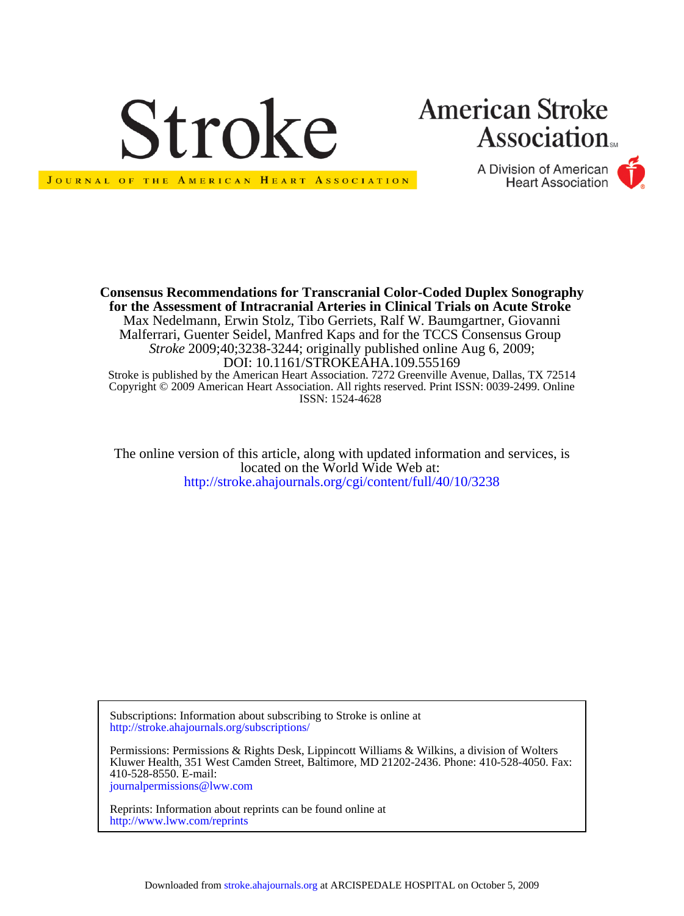# Stroke

JOURNAL OF THE AMERICAN HEART ASSOCIATION

American Stroke Association

A Division of American Heart Association

**Consensus Recommendations for Transcranial Color-Coded Duplex Sonography for the Assessment of Intracranial Arteries in Clinical Trials on Acute Stroke**

Max Nedelmann, Erwin Stolz, Tibo Gerriets, Ralf W. Baumgartner, Giovanni Malferrari, Guenter Seidel, Manfred Kaps and for the TCCS Consensus Group

*Stroke* 2009;40;3238-3244; originally published online Aug 6, 2009;

DOI: 10.1161/STROKEAHA.109.555169

Stroke is published by the American Heart Association. 7272 Greenville Avenue, Dallas, TX 72514

Copyright © 2009 American Heart Association. All rights reserved. Print ISSN: 0039-2499. Online ISSN: 1524-4628

The online version of this article, along with updated information and services, is located on the World Wide Web at:

http://stroke.ahajournals.org/cgi/content/full/40/10/3238

Subscriptions: Information about subscribing to Stroke is online at
http://stroke.ahajournals.org/subscriptions/

Permissions: Permissions & Rights Desk, Lippincott Williams & Wilkins, a division of Wolters Kluwer Health, 351 West Camden Street, Baltimore, MD 21202-2436. Phone: 410-528-4050. Fax: 410-528-8550. E-mail:
journalpermissions@lww.com

Reprints: Information about reprints can be found online at
http://www.lww.com/reprints

Downloaded from stroke.ahajournals.org at ARCISPEDALE HOSPITAL on October 5, 2009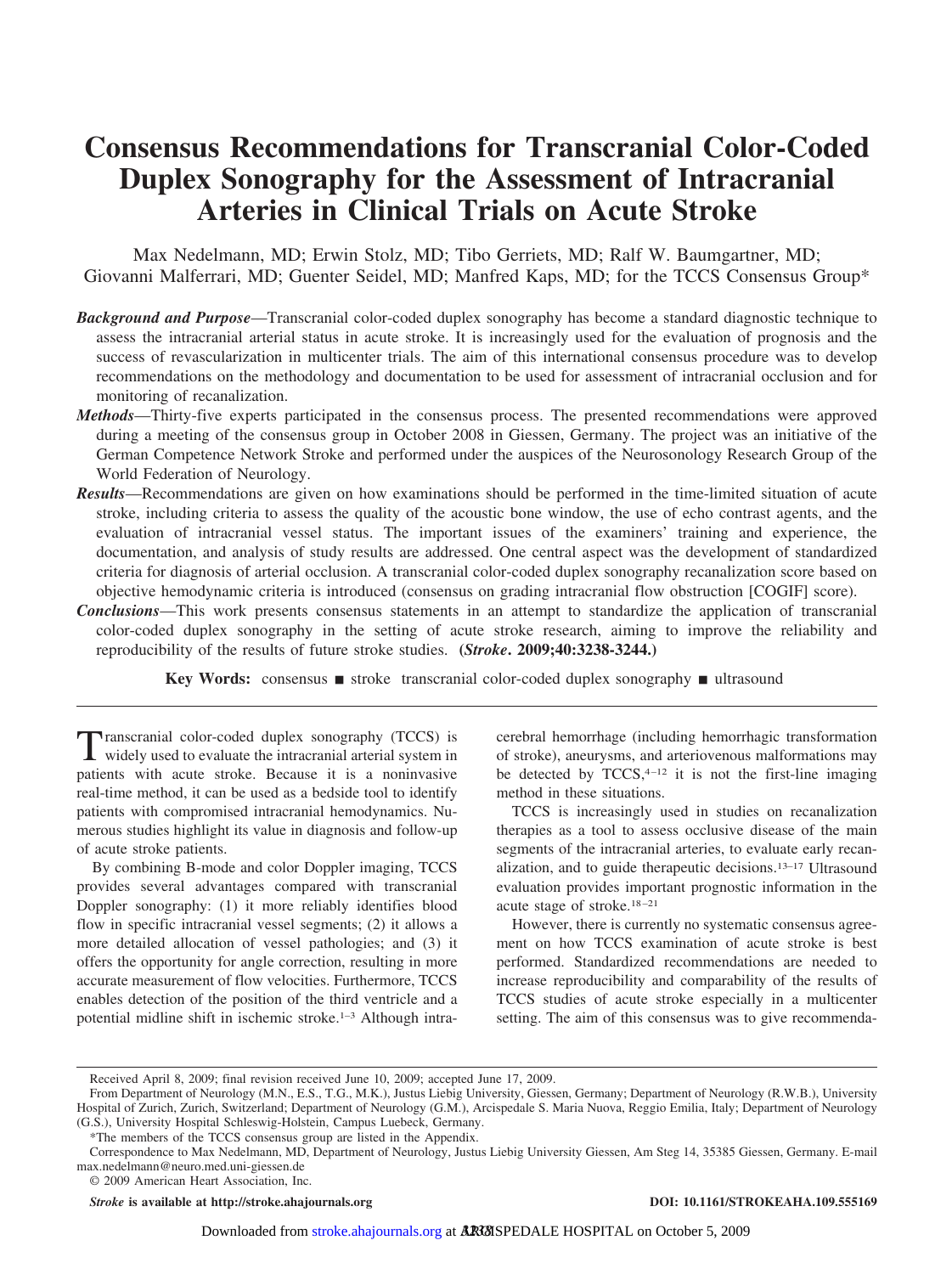# Consensus Recommendations for Transcranial Color-Coded Duplex Sonography for the Assessment of Intracranial Arteries in Clinical Trials on Acute Stroke

Max Nedelmann, MD; Erwin Stolz, MD; Tibo Gerriets, MD; Ralf W. Baumgartner, MD; Giovanni Malferrari, MD; Guenter Seidel, MD; Manfred Kaps, MD; for the TCCS Consensus Group*

***Background and Purpose***—Transcranial color-coded duplex sonography has become a standard diagnostic technique to assess the intracranial arterial status in acute stroke. It is increasingly used for the evaluation of prognosis and the success of revascularization in multicenter trials. The aim of this international consensus procedure was to develop recommendations on the methodology and documentation to be used for assessment of intracranial occlusion and for monitoring of recanalization.

***Methods***—Thirty-five experts participated in the consensus process. The presented recommendations were approved during a meeting of the consensus group in October 2008 in Giessen, Germany. The project was an initiative of the German Competence Network Stroke and performed under the auspices of the Neurosonology Research Group of the World Federation of Neurology.

***Results***—Recommendations are given on how examinations should be performed in the time-limited situation of acute stroke, including criteria to assess the quality of the acoustic bone window, the use of echo contrast agents, and the evaluation of intracranial vessel status. The important issues of the examiners' training and experience, the documentation, and analysis of study results are addressed. One central aspect was the development of standardized criteria for diagnosis of arterial occlusion. A transcranial color-coded duplex sonography recanalization score based on objective hemodynamic criteria is introduced (consensus on grading intracranial flow obstruction [COGIF] score).

***Conclusions***—This work presents consensus statements in an attempt to standardize the application of transcranial color-coded duplex sonography in the setting of acute stroke research, aiming to improve the reliability and reproducibility of the results of future stroke studies. **(*Stroke*. 2009;40:3238-3244.)**

**Key Words:** consensus ■ stroke transcranial color-coded duplex sonography ■ ultrasound

Transcranial color-coded duplex sonography (TCCS) is widely used to evaluate the intracranial arterial system in patients with acute stroke. Because it is a noninvasive real-time method, it can be used as a bedside tool to identify patients with compromised intracranial hemodynamics. Numerous studies highlight its value in diagnosis and follow-up of acute stroke patients.

By combining B-mode and color Doppler imaging, TCCS provides several advantages compared with transcranial Doppler sonography: (1) it more reliably identifies blood flow in specific intracranial vessel segments; (2) it allows a more detailed allocation of vessel pathologies; and (3) it offers the opportunity for angle correction, resulting in more accurate measurement of flow velocities. Furthermore, TCCS enables detection of the position of the third ventricle and a potential midline shift in ischemic stroke.[1–3] Although intracerebral hemorrhage (including hemorrhagic transformation of stroke), aneurysms, and arteriovenous malformations may be detected by TCCS,[4–12] it is not the first-line imaging method in these situations.

TCCS is increasingly used in studies on recanalization therapies as a tool to assess occlusive disease of the main segments of the intracranial arteries, to evaluate early recanalization, and to guide therapeutic decisions.[13–17] Ultrasound evaluation provides important prognostic information in the acute stage of stroke.[18–21]

However, there is currently no systematic consensus agreement on how TCCS examination of acute stroke is best performed. Standardized recommendations are needed to increase reproducibility and comparability of the results of TCCS studies of acute stroke especially in a multicenter setting. The aim of this consensus was to give recommenda-

Received April 8, 2009; final revision received June 10, 2009; accepted June 17, 2009.

From Department of Neurology (M.N., E.S., T.G., M.K.), Justus Liebig University, Giessen, Germany; Department of Neurology (R.W.B.), University Hospital of Zurich, Zurich, Switzerland; Department of Neurology (G.M.), Arcispedale S. Maria Nuova, Reggio Emilia, Italy; Department of Neurology (G.S.), University Hospital Schleswig-Holstein, Campus Luebeck, Germany.

*The members of the TCCS consensus group are listed in the Appendix.

Correspondence to Max Nedelmann, MD, Department of Neurology, Justus Liebig University Giessen, Am Steg 14, 35385 Giessen, Germany. E-mail max.nedelmann@neuro.med.uni-giessen.de

© 2009 American Heart Association, Inc.

*Stroke* is available at http://stroke.ahajournals.org DOI: 10.1161/STROKEAHA.109.555169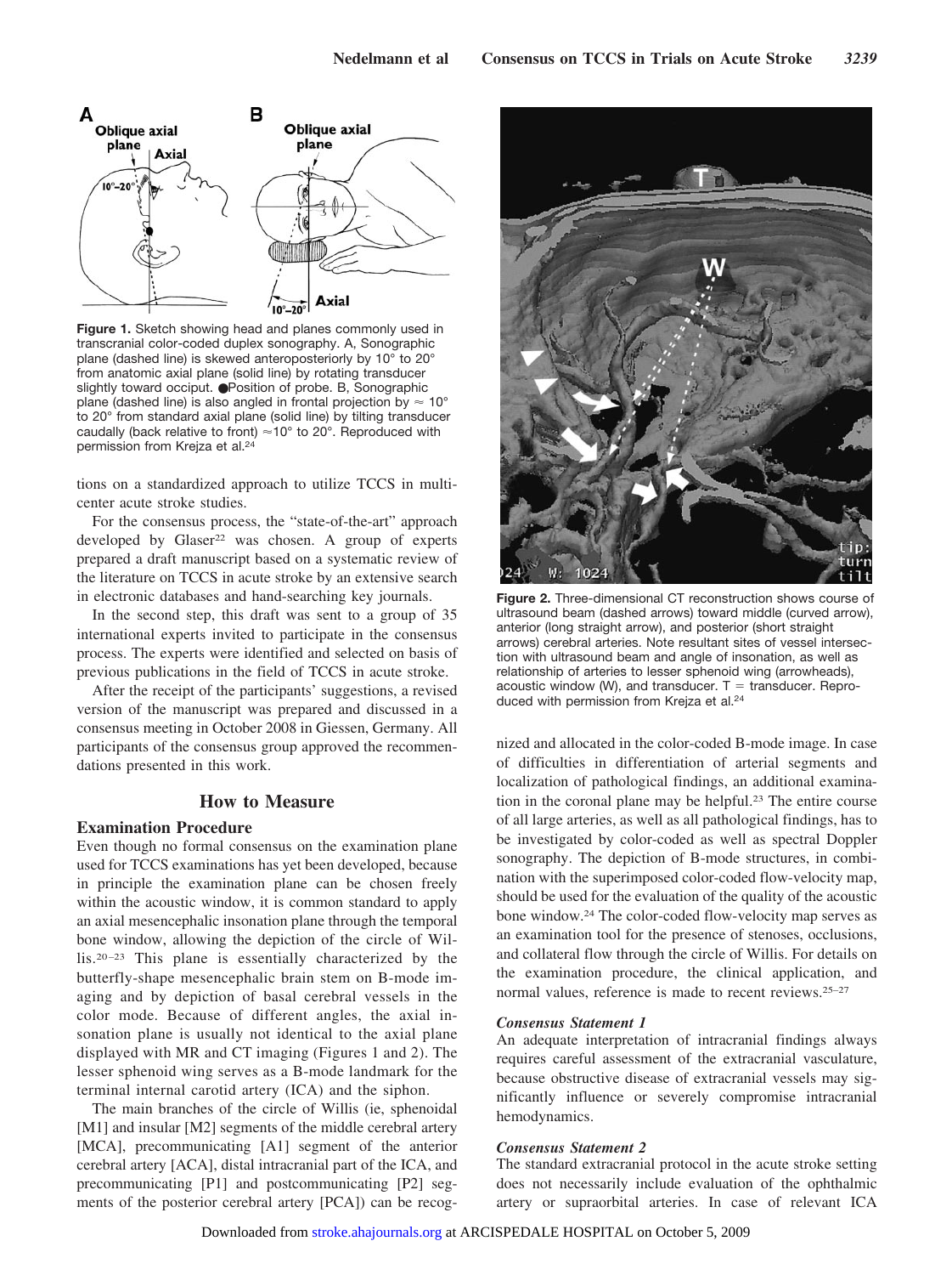Figure 1. Sketch showing head and planes commonly used in transcranial color-coded duplex sonography. A, Sonographic plane (dashed line) is skewed anteroposteriorly by 10° to 20° from anatomic axial plane (solid line) by rotating transducer slightly toward occiput. ●Position of probe. B, Sonographic plane (dashed line) is also angled in frontal projection by ≈ 10° to 20° from standard axial plane (solid line) by tilting transducer caudally (back relative to front) ≈10° to 20°. Reproduced with permission from Krejza et al.[24]

tions on a standardized approach to utilize TCCS in multicenter acute stroke studies.

For the consensus process, the "state-of-the-art" approach developed by Glaser[22] was chosen. A group of experts prepared a draft manuscript based on a systematic review of the literature on TCCS in acute stroke by an extensive search in electronic databases and hand-searching key journals.

In the second step, this draft was sent to a group of 35 international experts invited to participate in the consensus process. The experts were identified and selected on basis of previous publications in the field of TCCS in acute stroke.

After the receipt of the participants' suggestions, a revised version of the manuscript was prepared and discussed in a consensus meeting in October 2008 in Giessen, Germany. All participants of the consensus group approved the recommendations presented in this work.

## How to Measure

### Examination Procedure

Even though no formal consensus on the examination plane used for TCCS examinations has yet been developed, because in principle the examination plane can be chosen freely within the acoustic window, it is common standard to apply an axial mesencephalic insonation plane through the temporal bone window, allowing the depiction of the circle of Willis.[20–23] This plane is essentially characterized by the butterfly-shape mesencephalic brain stem on B-mode imaging and by depiction of basal cerebral vessels in the color mode. Because of different angles, the axial insonation plane is usually not identical to the axial plane displayed with MR and CT imaging (Figures 1 and 2). The lesser sphenoid wing serves as a B-mode landmark for the terminal internal carotid artery (ICA) and the siphon.

The main branches of the circle of Willis (ie, sphenoidal [M1] and insular [M2] segments of the middle cerebral artery [MCA], precommunicating [A1] segment of the anterior cerebral artery [ACA], distal intracranial part of the ICA, and precommunicating [P1] and postcommunicating [P2] segments of the posterior cerebral artery [PCA]) can be recognized and allocated in the color-coded B-mode image. In case of difficulties in differentiation of arterial segments and localization of pathological findings, an additional examination in the coronal plane may be helpful.[23] The entire course of all large arteries, as well as all pathological findings, has to be investigated by color-coded as well as spectral Doppler sonography. The depiction of B-mode structures, in combination with the superimposed color-coded flow-velocity map, should be used for the evaluation of the quality of the acoustic bone window.[24] The color-coded flow-velocity map serves as an examination tool for the presence of stenoses, occlusions, and collateral flow through the circle of Willis. For details on the examination procedure, the clinical application, and normal values, reference is made to recent reviews.[25–27]

Figure 2. Three-dimensional CT reconstruction shows course of ultrasound beam (dashed arrows) toward middle (curved arrow), anterior (long straight arrow), and posterior (short straight arrows) cerebral arteries. Note resultant sites of vessel intersection with ultrasound beam and angle of insonation, as well as relationship of arteries to lesser sphenoid wing (arrowheads), acoustic window (W), and transducer. T = transducer. Reproduced with permission from Krejza et al.[24]

#### *Consensus Statement 1*

An adequate interpretation of intracranial findings always requires careful assessment of the extracranial vasculature, because obstructive disease of extracranial vessels may significantly influence or severely compromise intracranial hemodynamics.

#### *Consensus Statement 2*

The standard extracranial protocol in the acute stroke setting does not necessarily include evaluation of the ophthalmic artery or supraorbital arteries. In case of relevant ICA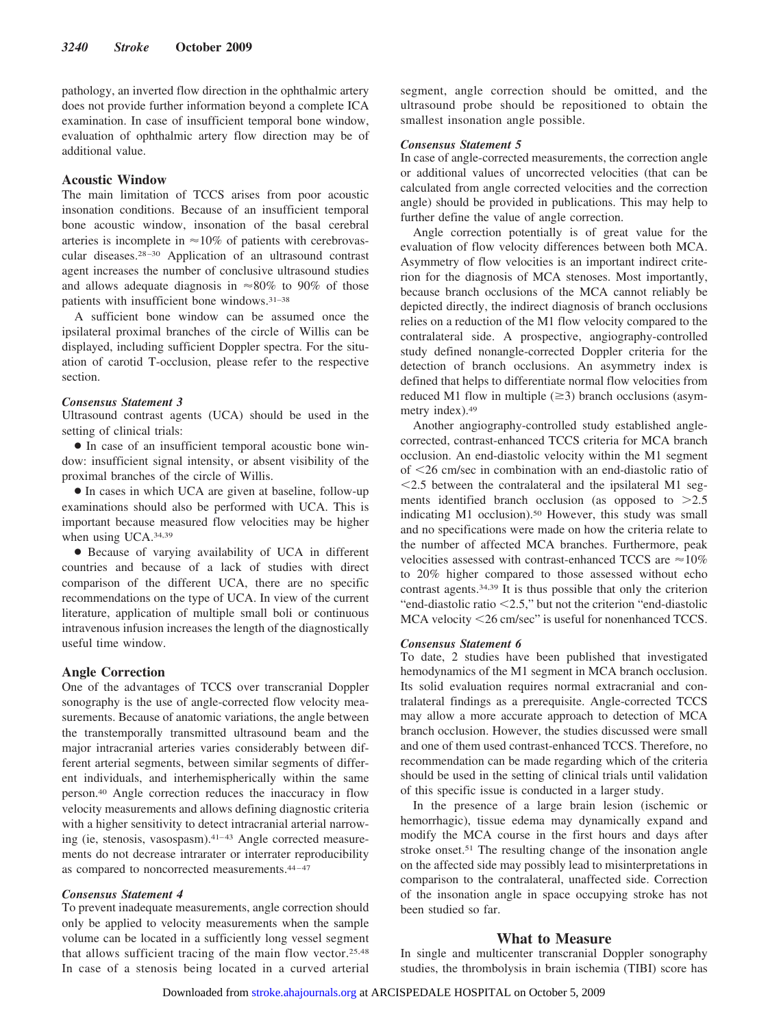pathology, an inverted flow direction in the ophthalmic artery does not provide further information beyond a complete ICA examination. In case of insufficient temporal bone window, evaluation of ophthalmic artery flow direction may be of additional value.

## Acoustic Window

The main limitation of TCCS arises from poor acoustic insonation conditions. Because of an insufficient temporal bone acoustic window, insonation of the basal cerebral arteries is incomplete in ≈10% of patients with cerebrovascular diseases.[28–30] Application of an ultrasound contrast agent increases the number of conclusive ultrasound studies and allows adequate diagnosis in ≈80% to 90% of those patients with insufficient bone windows.[31–38]

A sufficient bone window can be assumed once the ipsilateral proximal branches of the circle of Willis can be displayed, including sufficient Doppler spectra. For the situation of carotid T-occlusion, please refer to the respective section.

### *Consensus Statement 3*

Ultrasound contrast agents (UCA) should be used in the setting of clinical trials:

- In case of an insufficient temporal acoustic bone window: insufficient signal intensity, or absent visibility of the proximal branches of the circle of Willis.
- In cases in which UCA are given at baseline, follow-up examinations should also be performed with UCA. This is important because measured flow velocities may be higher when using UCA.[34,39]
- Because of varying availability of UCA in different countries and because of a lack of studies with direct comparison of the different UCA, there are no specific recommendations on the type of UCA. In view of the current literature, application of multiple small boli or continuous intravenous infusion increases the length of the diagnostically useful time window.

## Angle Correction

One of the advantages of TCCS over transcranial Doppler sonography is the use of angle-corrected flow velocity measurements. Because of anatomic variations, the angle between the transtemporally transmitted ultrasound beam and the major intracranial arteries varies considerably between different arterial segments, between similar segments of different individuals, and interhemispherically within the same person.[40] Angle correction reduces the inaccuracy in flow velocity measurements and allows defining diagnostic criteria with a higher sensitivity to detect intracranial arterial narrowing (ie, stenosis, vasospasm).[41–43] Angle corrected measurements do not decrease intrarater or interrater reproducibility as compared to noncorrected measurements.[44–47]

### *Consensus Statement 4*

To prevent inadequate measurements, angle correction should only be applied to velocity measurements when the sample volume can be located in a sufficiently long vessel segment that allows sufficient tracing of the main flow vector.[25,48] In case of a stenosis being located in a curved arterial segment, angle correction should be omitted, and the ultrasound probe should be repositioned to obtain the smallest insonation angle possible.

### *Consensus Statement 5*

In case of angle-corrected measurements, the correction angle or additional values of uncorrected velocities (that can be calculated from angle corrected velocities and the correction angle) should be provided in publications. This may help to further define the value of angle correction.

Angle correction potentially is of great value for the evaluation of flow velocity differences between both MCA. Asymmetry of flow velocities is an important indirect criterion for the diagnosis of MCA stenoses. Most importantly, because branch occlusions of the MCA cannot reliably be depicted directly, the indirect diagnosis of branch occlusions relies on a reduction of the M1 flow velocity compared to the contralateral side. A prospective, angiography-controlled study defined nonangle-corrected Doppler criteria for the detection of branch occlusions. An asymmetry index is defined that helps to differentiate normal flow velocities from reduced M1 flow in multiple (≥3) branch occlusions (asymmetry index).[49]

Another angiography-controlled study established angle-corrected, contrast-enhanced TCCS criteria for MCA branch occlusion. An end-diastolic velocity within the M1 segment of <26 cm/sec in combination with an end-diastolic ratio of <2.5 between the contralateral and the ipsilateral M1 segments identified branch occlusion (as opposed to >2.5 indicating M1 occlusion).[50] However, this study was small and no specifications were made on how the criteria relate to the number of affected MCA branches. Furthermore, peak velocities assessed with contrast-enhanced TCCS are ≈10% to 20% higher compared to those assessed without echo contrast agents.[34,39] It is thus possible that only the criterion "end-diastolic ratio <2.5," but not the criterion "end-diastolic MCA velocity <26 cm/sec" is useful for nonenhanced TCCS.

### *Consensus Statement 6*

To date, 2 studies have been published that investigated hemodynamics of the M1 segment in MCA branch occlusion. Its solid evaluation requires normal extracranial and contralateral findings as a prerequisite. Angle-corrected TCCS may allow a more accurate approach to detection of MCA branch occlusion. However, the studies discussed were small and one of them used contrast-enhanced TCCS. Therefore, no recommendation can be made regarding which of the criteria should be used in the setting of clinical trials until validation of this specific issue is conducted in a larger study.

In the presence of a large brain lesion (ischemic or hemorrhagic), tissue edema may dynamically expand and modify the MCA course in the first hours and days after stroke onset.[51] The resulting change of the insonation angle on the affected side may possibly lead to misinterpretations in comparison to the contralateral, unaffected side. Correction of the insonation angle in space occupying stroke has not been studied so far.

## What to Measure

In single and multicenter transcranial Doppler sonography studies, the thrombolysis in brain ischemia (TIBI) score has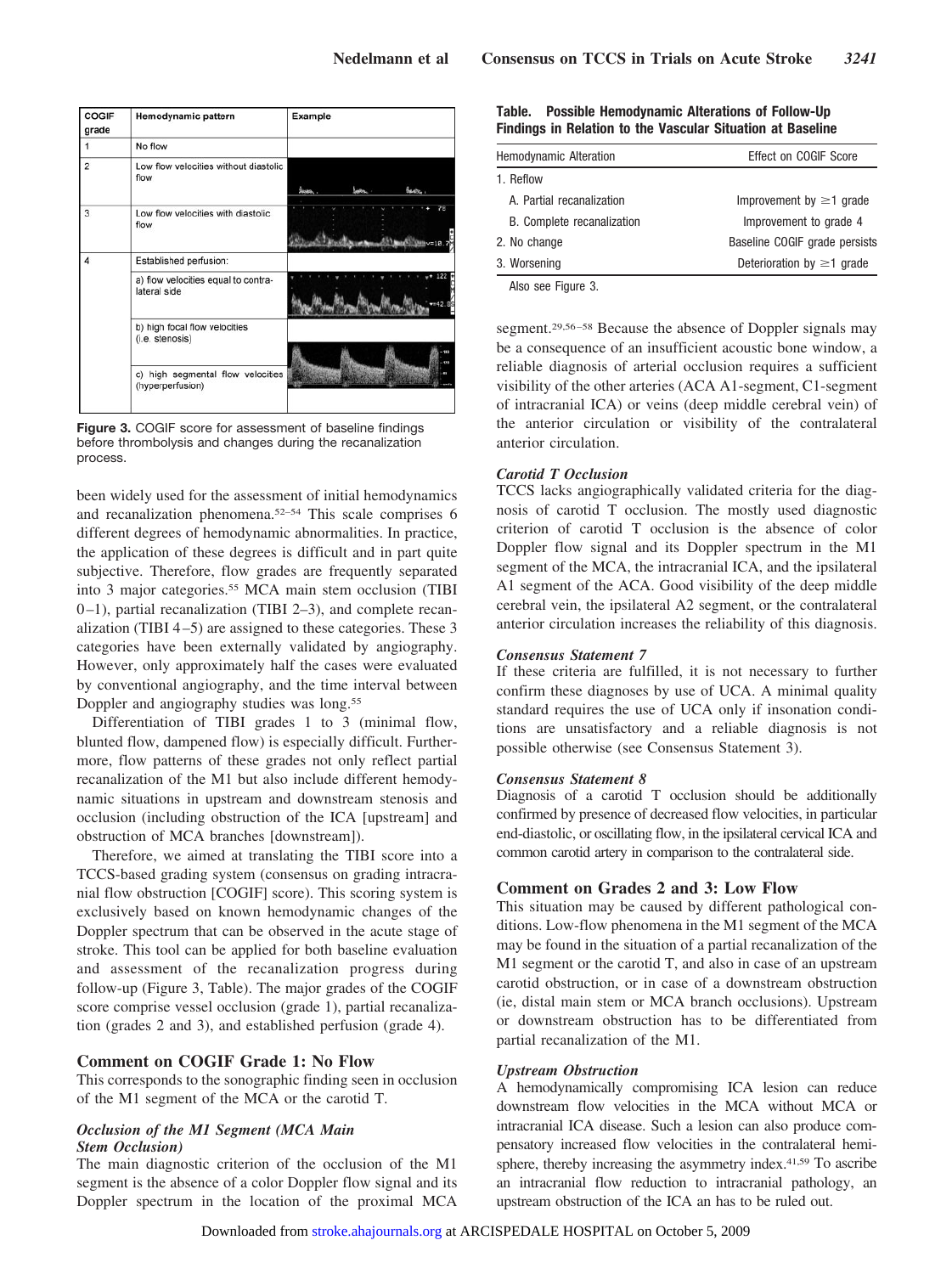| COGIF grade | Hemodynamic pattern | Example |
|---|---|---|
| 1 | No flow | |
| 2 | Low flow velocities without diastolic flow | |
| 3 | Low flow velocities with diastolic flow | |
| 4 | Established perfusion: | |
| | a) flow velocities equal to contralateral side | |
| | b) high focal flow velocities (i.e. stenosis) | |
| | c) high segmental flow velocities (hyperperfusion) | |

**Figure 3.** COGIF score for assessment of baseline findings before thrombolysis and changes during the recanalization process.

been widely used for the assessment of initial hemodynamics and recanalization phenomena.[52–54] This scale comprises 6 different degrees of hemodynamic abnormalities. In practice, the application of these degrees is difficult and in part quite subjective. Therefore, flow grades are frequently separated into 3 major categories.[55] MCA main stem occlusion (TIBI 0–1), partial recanalization (TIBI 2–3), and complete recanalization (TIBI 4–5) are assigned to these categories. These 3 categories have been externally validated by angiography. However, only approximately half the cases were evaluated by conventional angiography, and the time interval between Doppler and angiography studies was long.[55]

Differentiation of TIBI grades 1 to 3 (minimal flow, blunted flow, dampened flow) is especially difficult. Furthermore, flow patterns of these grades not only reflect partial recanalization of the M1 but also include different hemodynamic situations in upstream and downstream stenosis and occlusion (including obstruction of the ICA [upstream] and obstruction of MCA branches [downstream]).

Therefore, we aimed at translating the TIBI score into a TCCS-based grading system (consensus on grading intracranial flow obstruction [COGIF] score). This scoring system is exclusively based on known hemodynamic changes of the Doppler spectrum that can be observed in the acute stage of stroke. This tool can be applied for both baseline evaluation and assessment of the recanalization progress during follow-up (Figure 3, Table). The major grades of the COGIF score comprise vessel occlusion (grade 1), partial recanalization (grades 2 and 3), and established perfusion (grade 4).

## Comment on COGIF Grade 1: No Flow

This corresponds to the sonographic finding seen in occlusion of the M1 segment of the MCA or the carotid T.

### *Occlusion of the M1 Segment (MCA Main Stem Occlusion)*

The main diagnostic criterion of the occlusion of the M1 segment is the absence of a color Doppler flow signal and its Doppler spectrum in the location of the proximal MCA segment.[29,56–58] Because the absence of Doppler signals may be a consequence of an insufficient acoustic bone window, a reliable diagnosis of arterial occlusion requires a sufficient visibility of the other arteries (ACA A1-segment, C1-segment of intracranial ICA) or veins (deep middle cerebral vein) of the anterior circulation or visibility of the contralateral anterior circulation.

### *Carotid T Occlusion*

TCCS lacks angiographically validated criteria for the diagnosis of carotid T occlusion. The mostly used diagnostic criterion of carotid T occlusion is the absence of color Doppler flow signal and its Doppler spectrum in the M1 segment of the MCA, the intracranial ICA, and the ipsilateral A1 segment of the ACA. Good visibility of the deep middle cerebral vein, the ipsilateral A2 segment, or the contralateral anterior circulation increases the reliability of this diagnosis.

### *Consensus Statement 7*

If these criteria are fulfilled, it is not necessary to further confirm these diagnoses by use of UCA. A minimal quality standard requires the use of UCA only if insonation conditions are unsatisfactory and a reliable diagnosis is not possible otherwise (see Consensus Statement 3).

### *Consensus Statement 8*

Diagnosis of a carotid T occlusion should be additionally confirmed by presence of decreased flow velocities, in particular end-diastolic, or oscillating flow, in the ipsilateral cervical ICA and common carotid artery in comparison to the contralateral side.

**Table. Possible Hemodynamic Alterations of Follow-Up Findings in Relation to the Vascular Situation at Baseline**

| Hemodynamic Alteration | Effect on COGIF Score |
|---|---|
| 1. Reflow | |
| A. Partial recanalization | Improvement by ≥1 grade |
| B. Complete recanalization | Improvement to grade 4 |
| 2. No change | Baseline COGIF grade persists |
| 3. Worsening | Deterioration by ≥1 grade |

Also see Figure 3.

## Comment on Grades 2 and 3: Low Flow

This situation may be caused by different pathological conditions. Low-flow phenomena in the M1 segment of the MCA may be found in the situation of a partial recanalization of the M1 segment or the carotid T, and also in case of an upstream carotid obstruction, or in case of a downstream obstruction (ie, distal main stem or MCA branch occlusions). Upstream or downstream obstruction has to be differentiated from partial recanalization of the M1.

### *Upstream Obstruction*

A hemodynamically compromising ICA lesion can reduce downstream flow velocities in the MCA without MCA or intracranial ICA disease. Such a lesion can also produce compensatory increased flow velocities in the contralateral hemisphere, thereby increasing the asymmetry index.[41,59] To ascribe an intracranial flow reduction to intracranial pathology, an upstream obstruction of the ICA an has to be ruled out.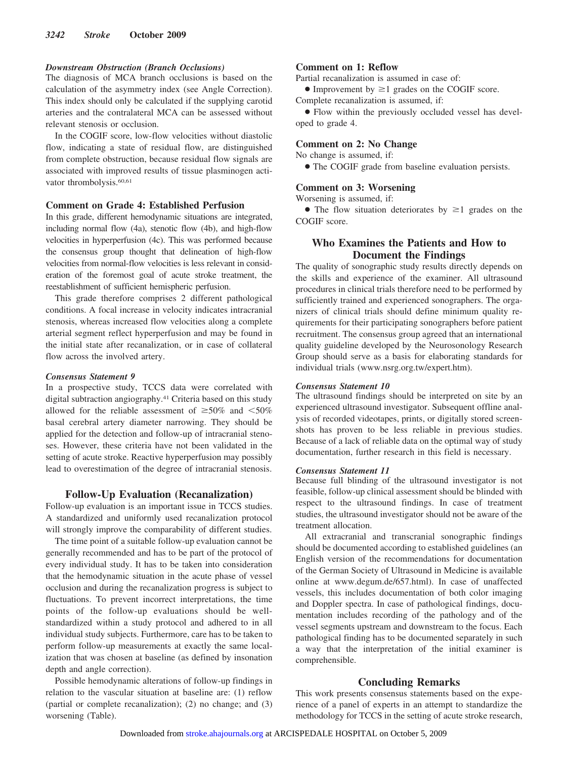#### *Downstream Obstruction (Branch Occlusions)*

The diagnosis of MCA branch occlusions is based on the calculation of the asymmetry index (see Angle Correction). This index should only be calculated if the supplying carotid arteries and the contralateral MCA can be assessed without relevant stenosis or occlusion.

In the COGIF score, low-flow velocities without diastolic flow, indicating a state of residual flow, are distinguished from complete obstruction, because residual flow signals are associated with improved results of tissue plasminogen activator thrombolysis.[60,61]

### Comment on Grade 4: Established Perfusion

In this grade, different hemodynamic situations are integrated, including normal flow (4a), stenotic flow (4b), and high-flow velocities in hyperperfusion (4c). This was performed because the consensus group thought that delineation of high-flow velocities from normal-flow velocities is less relevant in consideration of the foremost goal of acute stroke treatment, the reestablishment of sufficient hemispheric perfusion.

This grade therefore comprises 2 different pathological conditions. A focal increase in velocity indicates intracranial stenosis, whereas increased flow velocities along a complete arterial segment reflect hyperperfusion and may be found in the initial state after recanalization, or in case of collateral flow across the involved artery.

#### *Consensus Statement 9*

In a prospective study, TCCS data were correlated with digital subtraction angiography.[41] Criteria based on this study allowed for the reliable assessment of ≥50% and <50% basal cerebral artery diameter narrowing. They should be applied for the detection and follow-up of intracranial stenoses. However, these criteria have not been validated in the setting of acute stroke. Reactive hyperperfusion may possibly lead to overestimation of the degree of intracranial stenosis.

## Follow-Up Evaluation (Recanalization)

Follow-up evaluation is an important issue in TCCS studies. A standardized and uniformly used recanalization protocol will strongly improve the comparability of different studies.

The time point of a suitable follow-up evaluation cannot be generally recommended and has to be part of the protocol of every individual study. It has to be taken into consideration that the hemodynamic situation in the acute phase of vessel occlusion and during the recanalization progress is subject to fluctuations. To prevent incorrect interpretations, the time points of the follow-up evaluations should be well-standardized within a study protocol and adhered to in all individual study subjects. Furthermore, care has to be taken to perform follow-up measurements at exactly the same localization that was chosen at baseline (as defined by insonation depth and angle correction).

Possible hemodynamic alterations of follow-up findings in relation to the vascular situation at baseline are: (1) reflow (partial or complete recanalization); (2) no change; and (3) worsening (Table).

### Comment on 1: Reflow

Partial recanalization is assumed in case of:

- Improvement by ≥1 grades on the COGIF score.

Complete recanalization is assumed, if:

- Flow within the previously occluded vessel has developed to grade 4.

### Comment on 2: No Change

No change is assumed, if:

- The COGIF grade from baseline evaluation persists.

### Comment on 3: Worsening

Worsening is assumed, if:

- The flow situation deteriorates by ≥1 grades on the COGIF score.

## Who Examines the Patients and How to Document the Findings

The quality of sonographic study results directly depends on the skills and experience of the examiner. All ultrasound procedures in clinical trials therefore need to be performed by sufficiently trained and experienced sonographers. The organizers of clinical trials should define minimum quality requirements for their participating sonographers before patient recruitment. The consensus group agreed that an international quality guideline developed by the Neurosonology Research Group should serve as a basis for elaborating standards for individual trials (www.nsrg.org.tw/expert.htm).

#### *Consensus Statement 10*

The ultrasound findings should be interpreted on site by an experienced ultrasound investigator. Subsequent offline analysis of recorded videotapes, prints, or digitally stored screenshots has proven to be less reliable in previous studies. Because of a lack of reliable data on the optimal way of study documentation, further research in this field is necessary.

#### *Consensus Statement 11*

Because full blinding of the ultrasound investigator is not feasible, follow-up clinical assessment should be blinded with respect to the ultrasound findings. In case of treatment studies, the ultrasound investigator should not be aware of the treatment allocation.

All extracranial and transcranial sonographic findings should be documented according to established guidelines (an English version of the recommendations for documentation of the German Society of Ultrasound in Medicine is available online at www.degum.de/657.html). In case of unaffected vessels, this includes documentation of both color imaging and Doppler spectra. In case of pathological findings, documentation includes recording of the pathology and of the vessel segments upstream and downstream to the focus. Each pathological finding has to be documented separately in such a way that the interpretation of the initial examiner is comprehensible.

## Concluding Remarks

This work presents consensus statements based on the experience of a panel of experts in an attempt to standardize the methodology for TCCS in the setting of acute stroke research,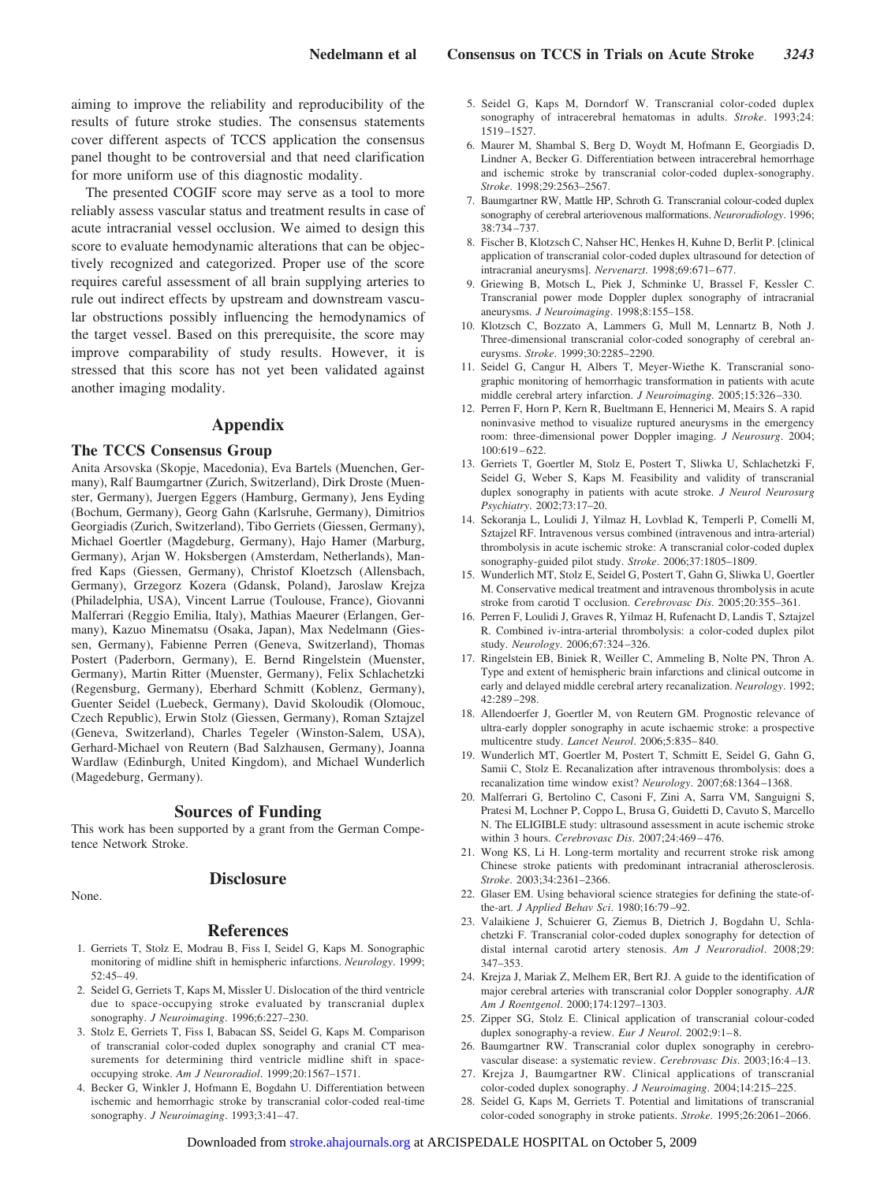aiming to improve the reliability and reproducibility of the results of future stroke studies. The consensus statements cover different aspects of TCCS application the consensus panel thought to be controversial and that need clarification for more uniform use of this diagnostic modality.

The presented COGIF score may serve as a tool to more reliably assess vascular status and treatment results in case of acute intracranial vessel occlusion. We aimed to design this score to evaluate hemodynamic alterations that can be objectively recognized and categorized. Proper use of the score requires careful assessment of all brain supplying arteries to rule out indirect effects by upstream and downstream vascular obstructions possibly influencing the hemodynamics of the target vessel. Based on this prerequisite, the score may improve comparability of study results. However, it is stressed that this score has not yet been validated against another imaging modality.

## Appendix

### The TCCS Consensus Group

Anita Arsovska (Skopje, Macedonia), Eva Bartels (Muenchen, Germany), Ralf Baumgartner (Zurich, Switzerland), Dirk Droste (Muenster, Germany), Juergen Eggers (Hamburg, Germany), Jens Eyding (Bochum, Germany), Georg Gahn (Karlsruhe, Germany), Dimitrios Georgiadis (Zurich, Switzerland), Tibo Gerriets (Giessen, Germany), Michael Goertler (Magdeburg, Germany), Hajo Hamer (Marburg, Germany), Arjan W. Hoksbergen (Amsterdam, Netherlands), Manfred Kaps (Giessen, Germany), Christof Kloetzsch (Allensbach, Germany), Grzegorz Kozera (Gdansk, Poland), Jaroslaw Krejza (Philadelphia, USA), Vincent Larrue (Toulouse, France), Giovanni Malferrari (Reggio Emilia, Italy), Mathias Maeurer (Erlangen, Germany), Kazuo Minematsu (Osaka, Japan), Max Nedelmann (Giessen, Germany), Fabienne Perren (Geneva, Switzerland), Thomas Postert (Paderborn, Germany), E. Bernd Ringelstein (Muenster, Germany), Martin Ritter (Muenster, Germany), Felix Schlachetzki (Regensburg, Germany), Eberhard Schmitt (Koblenz, Germany), Guenter Seidel (Luebeck, Germany), David Skoloudik (Olomouc, Czech Republic), Erwin Stolz (Giessen, Germany), Roman Sztajzel (Geneva, Switzerland), Charles Tegeler (Winston-Salem, USA), Gerhard-Michael von Reutern (Bad Salzhausen, Germany), Joanna Wardlaw (Edinburgh, United Kingdom), and Michael Wunderlich (Magedeburg, Germany).

## Sources of Funding

This work has been supported by a grant from the German Competence Network Stroke.

## Disclosure

None.

## References

1. Gerriets T, Stolz E, Modrau B, Fiss I, Seidel G, Kaps M. Sonographic monitoring of midline shift in hemispheric infarctions. *Neurology*. 1999; 52:45–49.
2. Seidel G, Gerriets T, Kaps M, Missler U. Dislocation of the third ventricle due to space-occupying stroke evaluated by transcranial duplex sonography. *J Neuroimaging*. 1996;6:227–230.
3. Stolz E, Gerriets T, Fiss I, Babacan SS, Seidel G, Kaps M. Comparison of transcranial color-coded duplex sonography and cranial CT measurements for determining third ventricle midline shift in space-occupying stroke. *Am J Neuroradiol*. 1999;20:1567–1571.
4. Becker G, Winkler J, Hofmann E, Bogdahn U. Differentiation between ischemic and hemorrhagic stroke by transcranial color-coded real-time sonography. *J Neuroimaging*. 1993;3:41–47.
5. Seidel G, Kaps M, Dorndorf W. Transcranial color-coded duplex sonography of intracerebral hematomas in adults. *Stroke*. 1993;24: 1519–1527.
6. Maurer M, Shambal S, Berg D, Woydt M, Hofmann E, Georgiadis D, Lindner A, Becker G. Differentiation between intracerebral hemorrhage and ischemic stroke by transcranial color-coded duplex-sonography. *Stroke*. 1998;29:2563–2567.
7. Baumgartner RW, Mattle HP, Schroth G. Transcranial colour-coded duplex sonography of cerebral arteriovenous malformations. *Neuroradiology*. 1996; 38:734–737.
8. Fischer B, Klotzsch C, Nahser HC, Henkes H, Kuhne D, Berlit P. [clinical application of transcranial color-coded duplex ultrasound for detection of intracranial aneurysms]. *Nervenarzt*. 1998;69:671–677.
9. Griewing B, Motsch L, Piek J, Schminke U, Brassel F, Kessler C. Transcranial power mode Doppler duplex sonography of intracranial aneurysms. *J Neuroimaging*. 1998;8:155–158.
10. Klotzsch C, Bozzato A, Lammers G, Mull M, Lennartz B, Noth J. Three-dimensional transcranial color-coded sonography of cerebral aneurysms. *Stroke*. 1999;30:2285–2290.
11. Seidel G, Cangur H, Albers T, Meyer-Wiethe K. Transcranial sonographic monitoring of hemorrhagic transformation in patients with acute middle cerebral artery infarction. *J Neuroimaging*. 2005;15:326–330.
12. Perren F, Horn P, Kern R, Bueltmann E, Hennerici M, Meairs S. A rapid noninvasive method to visualize ruptured aneurysms in the emergency room: three-dimensional power Doppler imaging. *J Neurosurg*. 2004; 100:619–622.
13. Gerriets T, Goertler M, Stolz E, Postert T, Sliwka U, Schlachetzki F, Seidel G, Weber S, Kaps M. Feasibility and validity of transcranial duplex sonography in patients with acute stroke. *J Neurol Neurosurg Psychiatry*. 2002;73:17–20.
14. Sekoranja L, Loulidi J, Yilmaz H, Lovblad K, Temperli P, Comelli M, Sztajzel RF. Intravenous versus combined (intravenous and intra-arterial) thrombolysis in acute ischemic stroke: A transcranial color-coded duplex sonography-guided pilot study. *Stroke*. 2006;37:1805–1809.
15. Wunderlich MT, Stolz E, Seidel G, Postert T, Gahn G, Sliwka U, Goertler M. Conservative medical treatment and intravenous thrombolysis in acute stroke from carotid T occlusion. *Cerebrovasc Dis*. 2005;20:355–361.
16. Perren F, Loulidi J, Graves R, Yilmaz H, Rufenacht D, Landis T, Sztajzel R. Combined iv-intra-arterial thrombolysis: a color-coded duplex pilot study. *Neurology*. 2006;67:324–326.
17. Ringelstein EB, Biniek R, Weiller C, Ammeling B, Nolte PN, Thron A. Type and extent of hemispheric brain infarctions and clinical outcome in early and delayed middle cerebral artery recanalization. *Neurology*. 1992; 42:289–298.
18. Allendoerfer J, Goertler M, von Reutern GM. Prognostic relevance of ultra-early doppler sonography in acute ischaemic stroke: a prospective multicentre study. *Lancet Neurol*. 2006;5:835–840.
19. Wunderlich MT, Goertler M, Postert T, Schmitt E, Seidel G, Gahn G, Samii C, Stolz E. Recanalization after intravenous thrombolysis: does a recanalization time window exist? *Neurology*. 2007;68:1364–1368.
20. Malferrari G, Bertolino C, Casoni F, Zini A, Sarra VM, Sanguigni S, Pratesi M, Lochner P, Coppo L, Brusa G, Guidetti D, Cavuto S, Marcello N. The ELIGIBLE study: ultrasound assessment in acute ischemic stroke within 3 hours. *Cerebrovasc Dis*. 2007;24:469–476.
21. Wong KS, Li H. Long-term mortality and recurrent stroke risk among Chinese stroke patients with predominant intracranial atherosclerosis. *Stroke*. 2003;34:2361–2366.
22. Glaser EM. Using behavioral science strategies for defining the state-of-the-art. *J Applied Behav Sci*. 1980;16:79–92.
23. Valaikiene J, Schuierer G, Ziemus B, Dietrich J, Bogdahn U, Schlachetzki F. Transcranial color-coded duplex sonography for detection of distal internal carotid artery stenosis. *Am J Neuroradiol*. 2008;29: 347–353.
24. Krejza J, Mariak Z, Melhem ER, Bert RJ. A guide to the identification of major cerebral arteries with transcranial color Doppler sonography. *AJR Am J Roentgenol*. 2000;174:1297–1303.
25. Zipper SG, Stolz E. Clinical application of transcranial colour-coded duplex sonography-a review. *Eur J Neurol*. 2002;9:1–8.
26. Baumgartner RW. Transcranial color duplex sonography in cerebrovascular disease: a systematic review. *Cerebrovasc Dis*. 2003;16:4–13.
27. Krejza J, Baumgartner RW. Clinical applications of transcranial color-coded duplex sonography. *J Neuroimaging*. 2004;14:215–225.
28. Seidel G, Kaps M, Gerriets T. Potential and limitations of transcranial color-coded sonography in stroke patients. *Stroke*. 1995;26:2061–2066.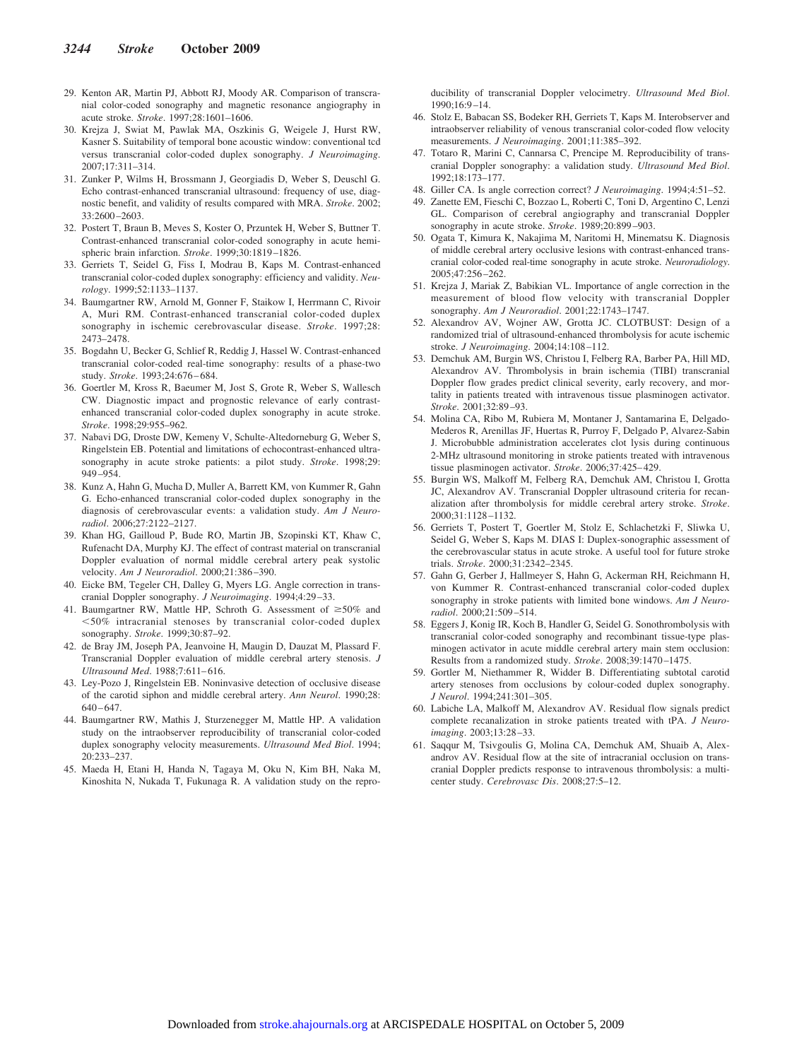29. Kenton AR, Martin PJ, Abbott RJ, Moody AR. Comparison of transcranial color-coded sonography and magnetic resonance angiography in acute stroke. *Stroke*. 1997;28:1601–1606.
30. Krejza J, Swiat M, Pawlak MA, Oszkinis G, Weigele J, Hurst RW, Kasner S. Suitability of temporal bone acoustic window: conventional tcd versus transcranial color-coded duplex sonography. *J Neuroimaging*. 2007;17:311–314.
31. Zunker P, Wilms H, Brossmann J, Georgiadis D, Weber S, Deuschl G. Echo contrast-enhanced transcranial ultrasound: frequency of use, diagnostic benefit, and validity of results compared with MRA. *Stroke*. 2002;33:2600–2603.
32. Postert T, Braun B, Meves S, Koster O, Przuntek H, Weber S, Buttner T. Contrast-enhanced transcranial color-coded sonography in acute hemispheric brain infarction. *Stroke*. 1999;30:1819–1826.
33. Gerriets T, Seidel G, Fiss I, Modrau B, Kaps M. Contrast-enhanced transcranial color-coded duplex sonography: efficiency and validity. *Neurology*. 1999;52:1133–1137.
34. Baumgartner RW, Arnold M, Gonner F, Staikow I, Herrmann C, Rivoir A, Muri RM. Contrast-enhanced transcranial color-coded duplex sonography in ischemic cerebrovascular disease. *Stroke*. 1997;28:2473–2478.
35. Bogdahn U, Becker G, Schlief R, Reddig J, Hassel W. Contrast-enhanced transcranial color-coded real-time sonography: results of a phase-two study. *Stroke*. 1993;24:676–684.
36. Goertler M, Kross R, Baeumer M, Jost S, Grote R, Weber S, Wallesch CW. Diagnostic impact and prognostic relevance of early contrast-enhanced transcranial color-coded duplex sonography in acute stroke. *Stroke*. 1998;29:955–962.
37. Nabavi DG, Droste DW, Kemeny V, Schulte-Altedorneburg G, Weber S, Ringelstein EB. Potential and limitations of echocontrast-enhanced ultrasonography in acute stroke patients: a pilot study. *Stroke*. 1998;29:949–954.
38. Kunz A, Hahn G, Mucha D, Muller A, Barrett KM, von Kummer R, Gahn G. Echo-enhanced transcranial color-coded duplex sonography in the diagnosis of cerebrovascular events: a validation study. *Am J Neuroradiol*. 2006;27:2122–2127.
39. Khan HG, Gailloud P, Bude RO, Martin JB, Szopinski KT, Khaw C, Rufenacht DA, Murphy KJ. The effect of contrast material on transcranial Doppler evaluation of normal middle cerebral artery peak systolic velocity. *Am J Neuroradiol*. 2000;21:386–390.
40. Eicke BM, Tegeler CH, Dalley G, Myers LG. Angle correction in transcranial Doppler sonography. *J Neuroimaging*. 1994;4:29–33.
41. Baumgartner RW, Mattle HP, Schroth G. Assessment of ≥50% and <50% intracranial stenoses by transcranial color-coded duplex sonography. *Stroke*. 1999;30:87–92.
42. de Bray JM, Joseph PA, Jeanvoine H, Maugin D, Dauzat M, Plassard F. Transcranial Doppler evaluation of middle cerebral artery stenosis. *J Ultrasound Med*. 1988;7:611–616.
43. Ley-Pozo J, Ringelstein EB. Noninvasive detection of occlusive disease of the carotid siphon and middle cerebral artery. *Ann Neurol*. 1990;28:640–647.
44. Baumgartner RW, Mathis J, Sturzenegger M, Mattle HP. A validation study on the intraobserver reproducibility of transcranial color-coded duplex sonography velocity measurements. *Ultrasound Med Biol*. 1994;20:233–237.
45. Maeda H, Etani H, Handa N, Tagaya M, Oku N, Kim BH, Naka M, Kinoshita N, Nukada T, Fukunaga R. A validation study on the reproducibility of transcranial Doppler velocimetry. *Ultrasound Med Biol*. 1990;16:9–14.
46. Stolz E, Babacan SS, Bodeker RH, Gerriets T, Kaps M. Interobserver and intraobserver reliability of venous transcranial color-coded flow velocity measurements. *J Neuroimaging*. 2001;11:385–392.
47. Totaro R, Marini C, Cannarsa C, Prencipe M. Reproducibility of transcranial Doppler sonography: a validation study. *Ultrasound Med Biol*. 1992;18:173–177.
48. Giller CA. Is angle correction correct? *J Neuroimaging*. 1994;4:51–52.
49. Zanette EM, Fieschi C, Bozzao L, Roberti C, Toni D, Argentino C, Lenzi GL. Comparison of cerebral angiography and transcranial Doppler sonography in acute stroke. *Stroke*. 1989;20:899–903.
50. Ogata T, Kimura K, Nakajima M, Naritomi H, Minematsu K. Diagnosis of middle cerebral artery occlusive lesions with contrast-enhanced transcranial color-coded real-time sonography in acute stroke. *Neuroradiology*. 2005;47:256–262.
51. Krejza J, Mariak Z, Babikian VL. Importance of angle correction in the measurement of blood flow velocity with transcranial Doppler sonography. *Am J Neuroradiol*. 2001;22:1743–1747.
52. Alexandrov AV, Wojner AW, Grotta JC. CLOTBUST: Design of a randomized trial of ultrasound-enhanced thrombolysis for acute ischemic stroke. *J Neuroimaging*. 2004;14:108–112.
53. Demchuk AM, Burgin WS, Christou I, Felberg RA, Barber PA, Hill MD, Alexandrov AV. Thrombolysis in brain ischemia (TIBI) transcranial Doppler flow grades predict clinical severity, early recovery, and mortality in patients treated with intravenous tissue plasminogen activator. *Stroke*. 2001;32:89–93.
54. Molina CA, Ribo M, Rubiera M, Montaner J, Santamarina E, Delgado-Mederos R, Arenillas JF, Huertas R, Purroy F, Delgado P, Alvarez-Sabin J. Microbubble administration accelerates clot lysis during continuous 2-MHz ultrasound monitoring in stroke patients treated with intravenous tissue plasminogen activator. *Stroke*. 2006;37:425–429.
55. Burgin WS, Malkoff M, Felberg RA, Demchuk AM, Christou I, Grotta JC, Alexandrov AV. Transcranial Doppler ultrasound criteria for recanalization after thrombolysis for middle cerebral artery stroke. *Stroke*. 2000;31:1128–1132.
56. Gerriets T, Postert T, Goertler M, Stolz E, Schlachetzki F, Sliwka U, Seidel G, Weber S, Kaps M. DIAS I: Duplex-sonographic assessment of the cerebrovascular status in acute stroke. A useful tool for future stroke trials. *Stroke*. 2000;31:2342–2345.
57. Gahn G, Gerber J, Hallmeyer S, Hahn G, Ackerman RH, Reichmann H, von Kummer R. Contrast-enhanced transcranial color-coded duplex sonography in stroke patients with limited bone windows. *Am J Neuroradiol*. 2000;21:509–514.
58. Eggers J, Konig IR, Koch B, Handler G, Seidel G. Sonothrombolysis with transcranial color-coded sonography and recombinant tissue-type plasminogen activator in acute middle cerebral artery main stem occlusion: Results from a randomized study. *Stroke*. 2008;39:1470–1475.
59. Gortler M, Niethammer R, Widder B. Differentiating subtotal carotid artery stenoses from occlusions by colour-coded duplex sonography. *J Neurol*. 1994;241:301–305.
60. Labiche LA, Malkoff M, Alexandrov AV. Residual flow signals predict complete recanalization in stroke patients treated with tPA. *J Neuroimaging*. 2003;13:28–33.
61. Saqqur M, Tsivgoulis G, Molina CA, Demchuk AM, Shuaib A, Alexandrov AV. Residual flow at the site of intracranial occlusion on transcranial Doppler predicts response to intravenous thrombolysis: a multicenter study. *Cerebrovasc Dis*. 2008;27:5–12.